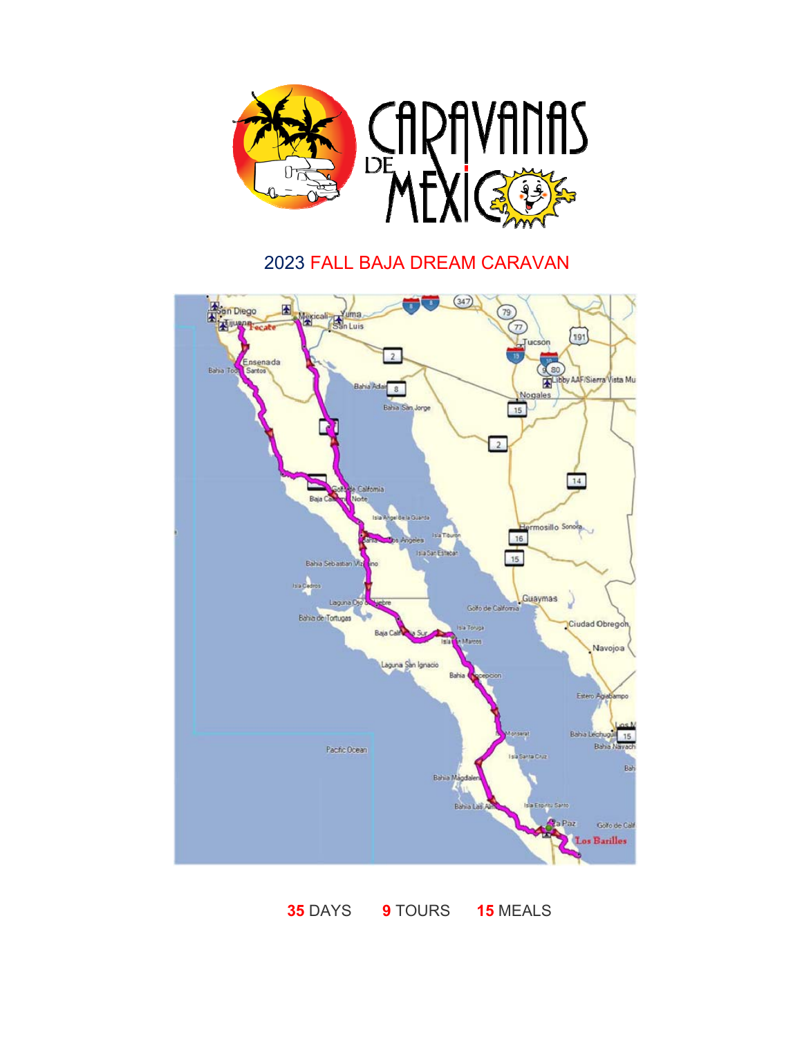# 2023 FALL BAJA DREAM CARAVAN

**35** DAYS **9** TOURS **15** MEALS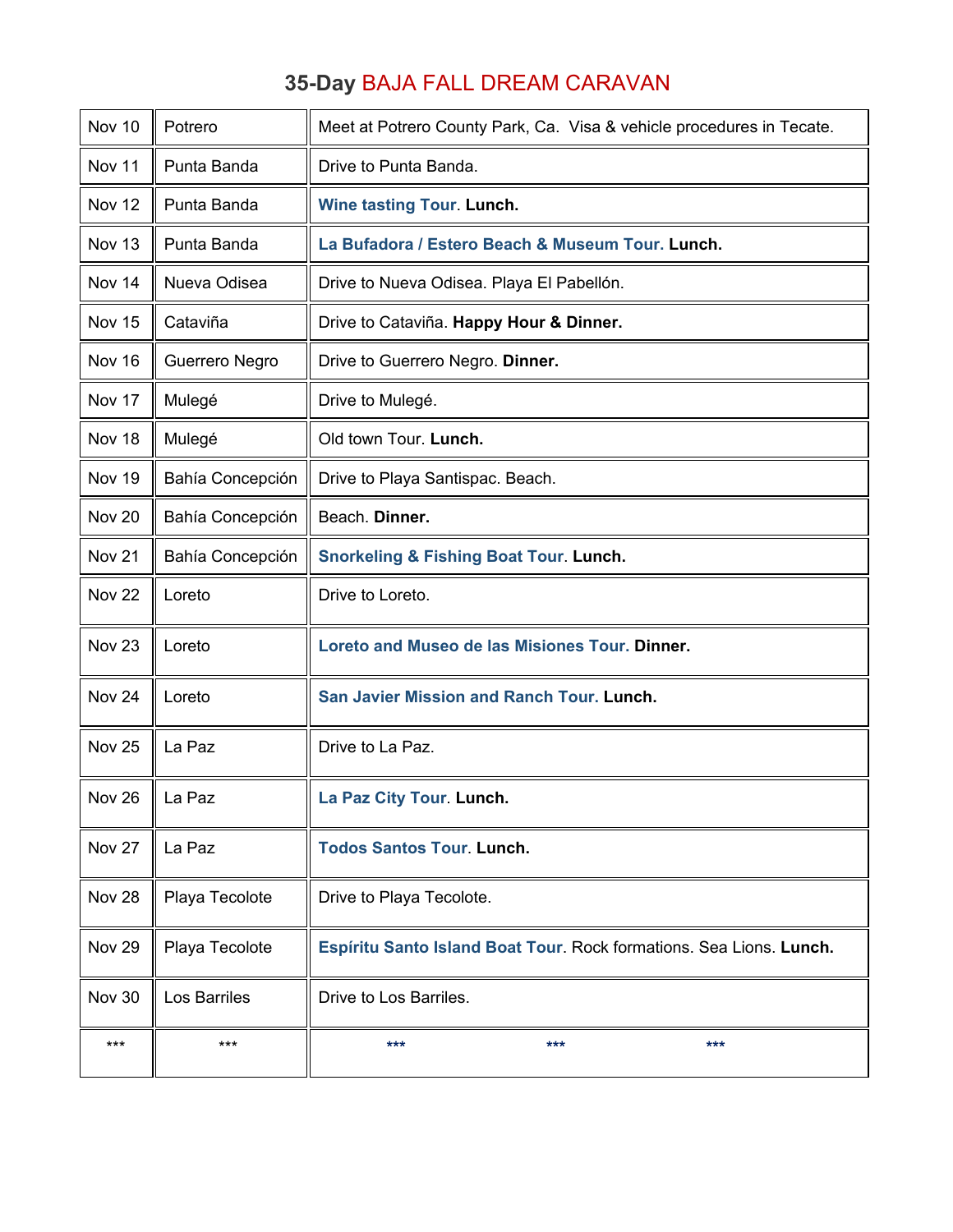# 35-Day BAJA FALL DREAM CARAVAN

| | | |
|---|---|---|
| Nov 10 | Potrero | Meet at Potrero County Park, Ca. Visa & vehicle procedures in Tecate. |
| Nov 11 | Punta Banda | Drive to Punta Banda. |
| Nov 12 | Punta Banda | **Wine tasting Tour**. **Lunch.** |
| Nov 13 | Punta Banda | **La Bufadora / Estero Beach & Museum Tour. Lunch.** |
| Nov 14 | Nueva Odisea | Drive to Nueva Odisea. Playa El Pabellón. |
| Nov 15 | Cataviña | Drive to Cataviña. **Happy Hour & Dinner.** |
| Nov 16 | Guerrero Negro | Drive to Guerrero Negro. **Dinner.** |
| Nov 17 | Mulegé | Drive to Mulegé. |
| Nov 18 | Mulegé | Old town Tour. **Lunch.** |
| Nov 19 | Bahía Concepción | Drive to Playa Santispac. Beach. |
| Nov 20 | Bahía Concepción | Beach. **Dinner.** |
| Nov 21 | Bahía Concepción | **Snorkeling & Fishing Boat Tour**. **Lunch.** |
| Nov 22 | Loreto | Drive to Loreto. |
| Nov 23 | Loreto | **Loreto and Museo de las Misiones Tour. Dinner.** |
| Nov 24 | Loreto | **San Javier Mission and Ranch Tour. Lunch.** |
| Nov 25 | La Paz | Drive to La Paz. |
| Nov 26 | La Paz | **La Paz City Tour**. **Lunch.** |
| Nov 27 | La Paz | **Todos Santos Tour**. **Lunch.** |
| Nov 28 | Playa Tecolote | Drive to Playa Tecolote. |
| Nov 29 | Playa Tecolote | **Espíritu Santo Island Boat Tour**. Rock formations. Sea Lions. **Lunch.** |
| Nov 30 | Los Barriles | Drive to Los Barriles. |
| *** | *** | *** *** *** |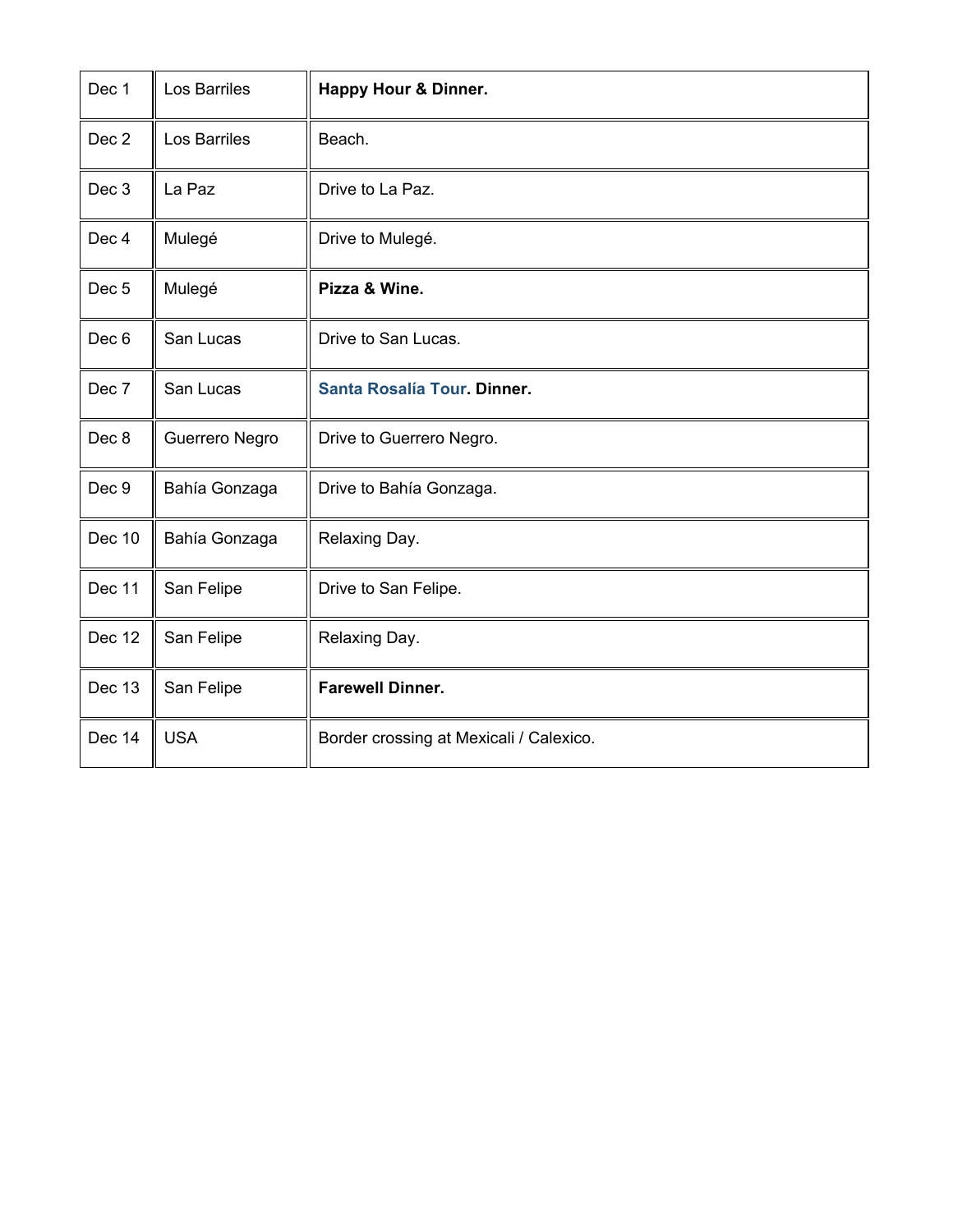| | | |
|---|---|---|
| Dec 1 | Los Barriles | **Happy Hour & Dinner.** |
| Dec 2 | Los Barriles | Beach. |
| Dec 3 | La Paz | Drive to La Paz. |
| Dec 4 | Mulegé | Drive to Mulegé. |
| Dec 5 | Mulegé | **Pizza & Wine.** |
| Dec 6 | San Lucas | Drive to San Lucas. |
| Dec 7 | San Lucas | **Santa Rosalía Tour. Dinner.** |
| Dec 8 | Guerrero Negro | Drive to Guerrero Negro. |
| Dec 9 | Bahía Gonzaga | Drive to Bahía Gonzaga. |
| Dec 10 | Bahía Gonzaga | Relaxing Day. |
| Dec 11 | San Felipe | Drive to San Felipe. |
| Dec 12 | San Felipe | Relaxing Day. |
| Dec 13 | San Felipe | **Farewell Dinner.** |
| Dec 14 | USA | Border crossing at Mexicali / Calexico. |